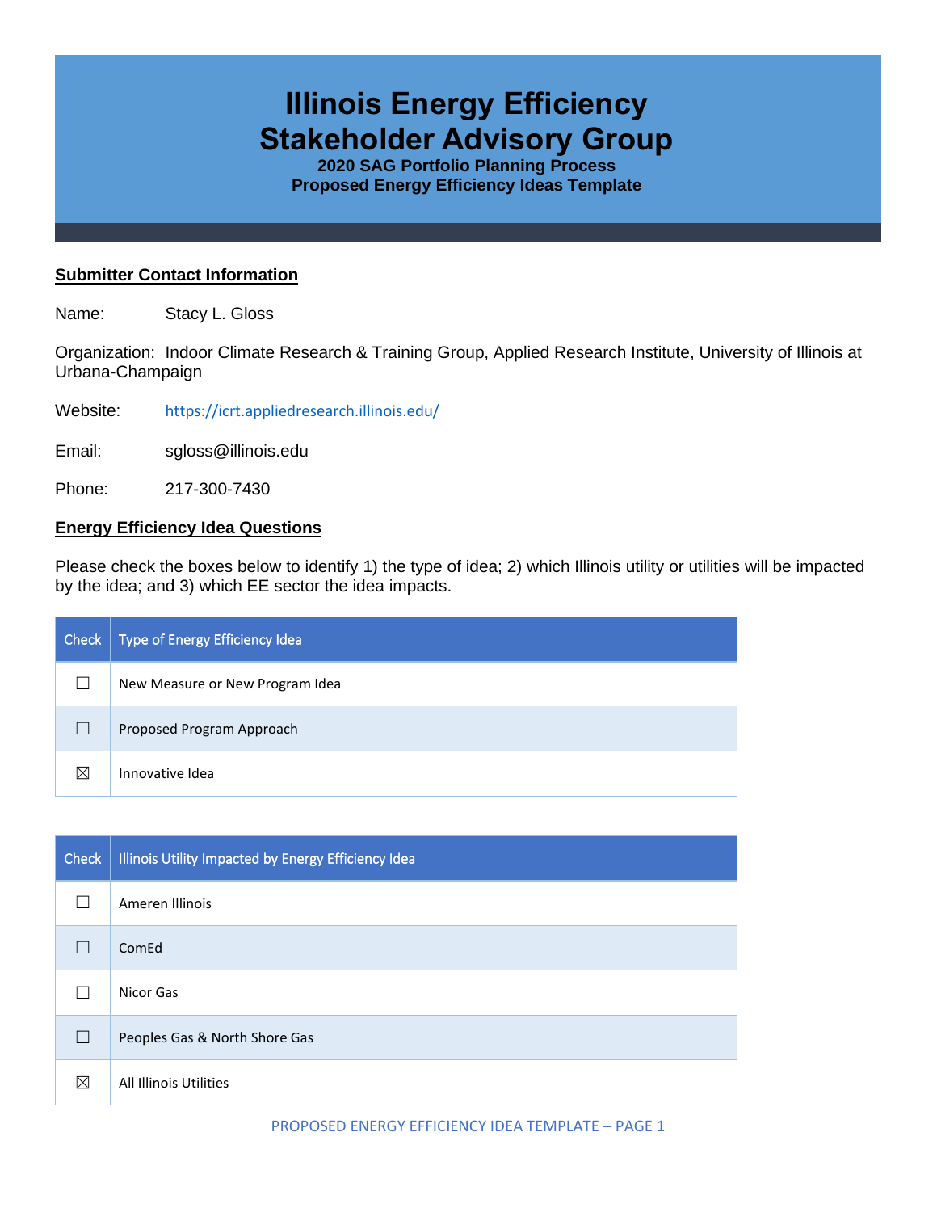# Illinois Energy Efficiency Stakeholder Advisory Group

**2020 SAG Portfolio Planning Process**
**Proposed Energy Efficiency Ideas Template**

## Submitter Contact Information

Name: Stacy L. Gloss

Organization: Indoor Climate Research & Training Group, Applied Research Institute, University of Illinois at Urbana-Champaign

Website: [https://icrt.appliedresearch.illinois.edu/](https://icrt.appliedresearch.illinois.edu/)

Email: sgloss@illinois.edu

Phone: 217-300-7430

## Energy Efficiency Idea Questions

Please check the boxes below to identify 1) the type of idea; 2) which Illinois utility or utilities will be impacted by the idea; and 3) which EE sector the idea impacts.

| Check | Type of Energy Efficiency Idea |
|---|---|
| ☐ | New Measure or New Program Idea |
| ☐ | Proposed Program Approach |
| ☒ | Innovative Idea |

| Check | Illinois Utility Impacted by Energy Efficiency Idea |
|---|---|
| ☐ | Ameren Illinois |
| ☐ | ComEd |
| ☐ | Nicor Gas |
| ☐ | Peoples Gas & North Shore Gas |
| ☒ | All Illinois Utilities |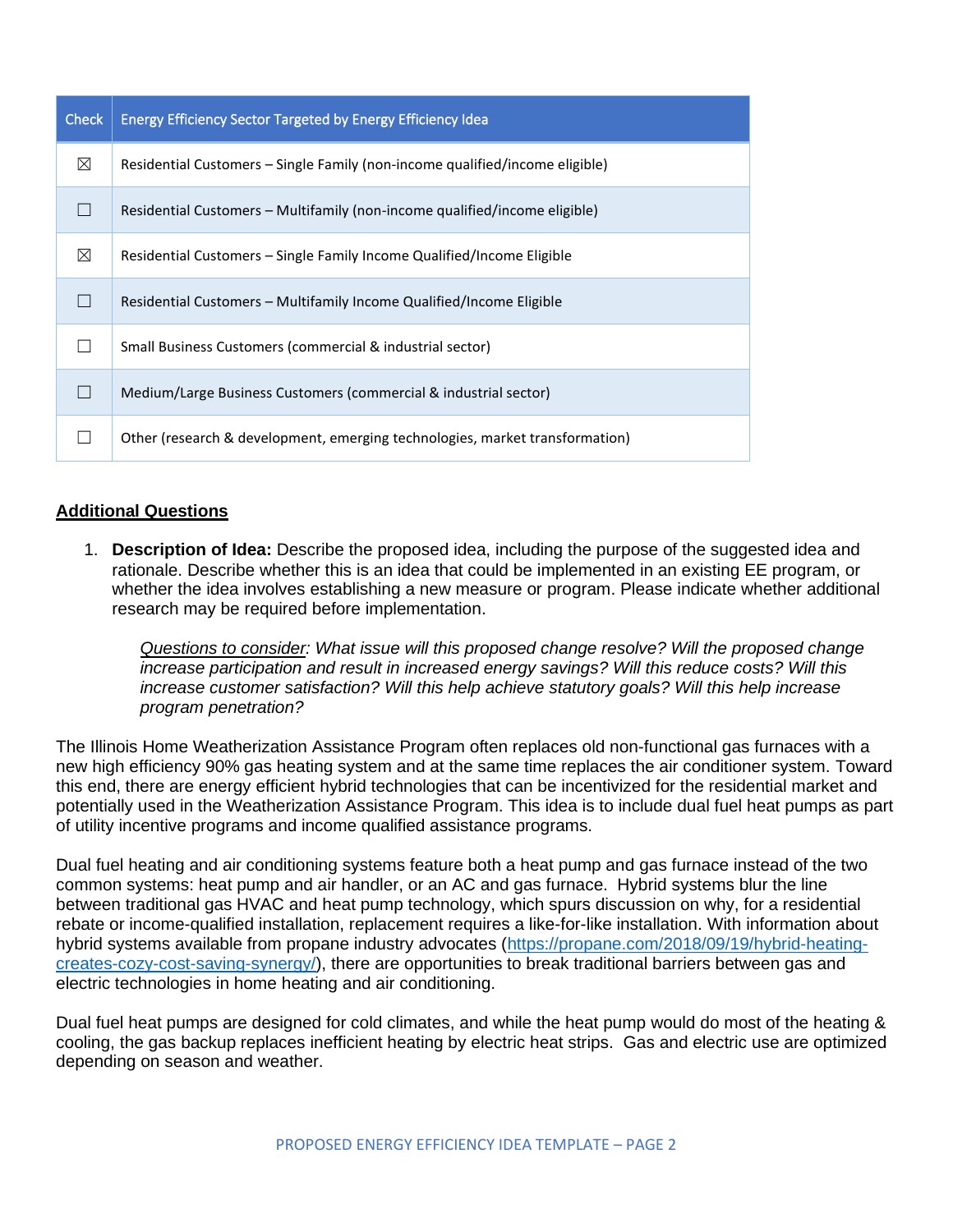| Check | Energy Efficiency Sector Targeted by Energy Efficiency Idea |
|---|---|
| ☒ | Residential Customers – Single Family (non-income qualified/income eligible) |
| ☐ | Residential Customers – Multifamily (non-income qualified/income eligible) |
| ☒ | Residential Customers – Single Family Income Qualified/Income Eligible |
| ☐ | Residential Customers – Multifamily Income Qualified/Income Eligible |
| ☐ | Small Business Customers (commercial & industrial sector) |
| ☐ | Medium/Large Business Customers (commercial & industrial sector) |
| ☐ | Other (research & development, emerging technologies, market transformation) |

## Additional Questions

1. **Description of Idea:** Describe the proposed idea, including the purpose of the suggested idea and rationale. Describe whether this is an idea that could be implemented in an existing EE program, or whether the idea involves establishing a new measure or program. Please indicate whether additional research may be required before implementation.

   *Questions to consider: What issue will this proposed change resolve? Will the proposed change increase participation and result in increased energy savings? Will this reduce costs? Will this increase customer satisfaction? Will this help achieve statutory goals? Will this help increase program penetration?*

The Illinois Home Weatherization Assistance Program often replaces old non-functional gas furnaces with a new high efficiency 90% gas heating system and at the same time replaces the air conditioner system. Toward this end, there are energy efficient hybrid technologies that can be incentivized for the residential market and potentially used in the Weatherization Assistance Program. This idea is to include dual fuel heat pumps as part of utility incentive programs and income qualified assistance programs.

Dual fuel heating and air conditioning systems feature both a heat pump and gas furnace instead of the two common systems: heat pump and air handler, or an AC and gas furnace. Hybrid systems blur the line between traditional gas HVAC and heat pump technology, which spurs discussion on why, for a residential rebate or income-qualified installation, replacement requires a like-for-like installation. With information about hybrid systems available from propane industry advocates (https://propane.com/2018/09/19/hybrid-heating-creates-cozy-cost-saving-synergy/), there are opportunities to break traditional barriers between gas and electric technologies in home heating and air conditioning.

Dual fuel heat pumps are designed for cold climates, and while the heat pump would do most of the heating & cooling, the gas backup replaces inefficient heating by electric heat strips. Gas and electric use are optimized depending on season and weather.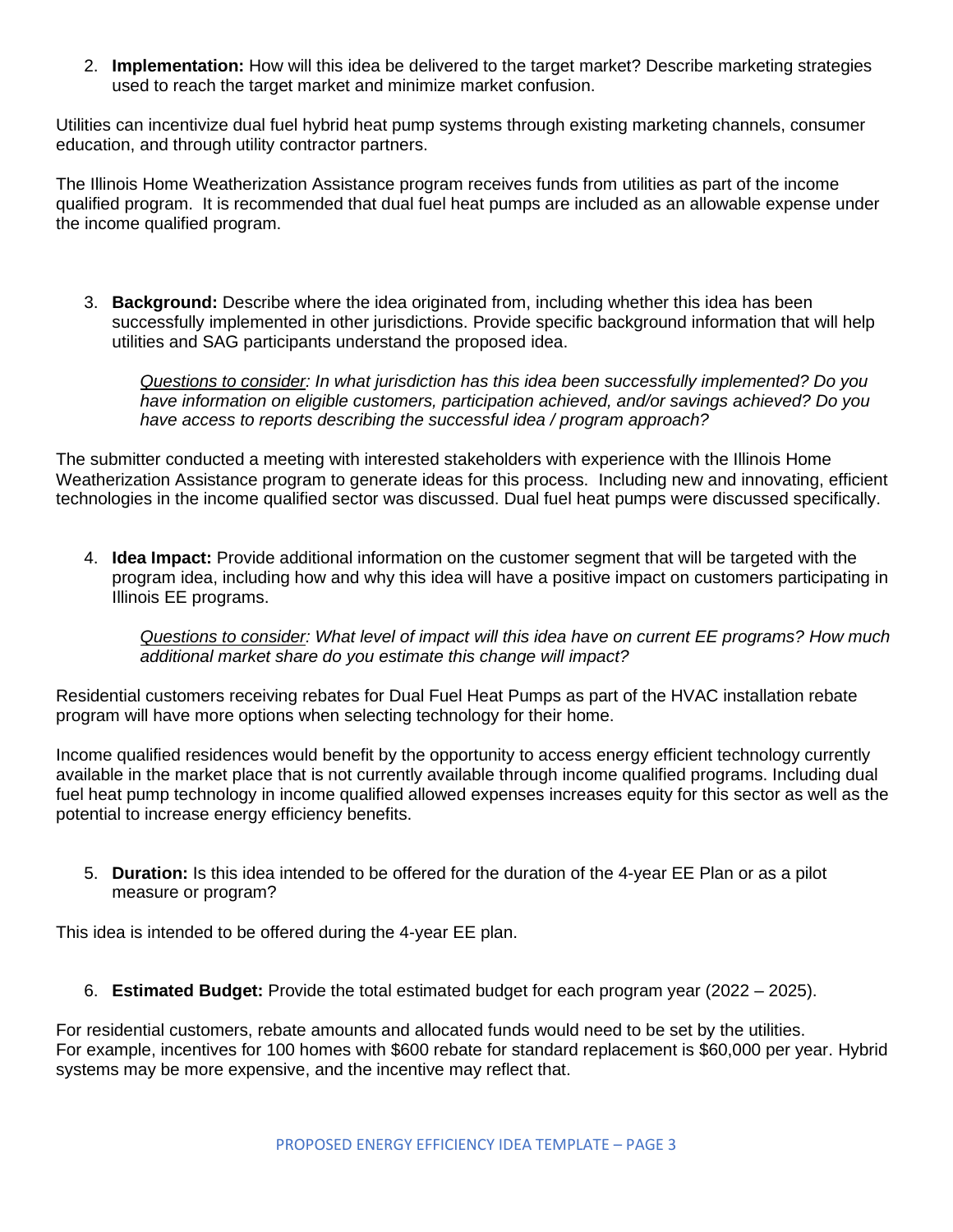2. **Implementation:** How will this idea be delivered to the target market? Describe marketing strategies used to reach the target market and minimize market confusion.

Utilities can incentivize dual fuel hybrid heat pump systems through existing marketing channels, consumer education, and through utility contractor partners.

The Illinois Home Weatherization Assistance program receives funds from utilities as part of the income qualified program. It is recommended that dual fuel heat pumps are included as an allowable expense under the income qualified program.

3. **Background:** Describe where the idea originated from, including whether this idea has been successfully implemented in other jurisdictions. Provide specific background information that will help utilities and SAG participants understand the proposed idea.

   *Questions to consider: In what jurisdiction has this idea been successfully implemented? Do you have information on eligible customers, participation achieved, and/or savings achieved? Do you have access to reports describing the successful idea / program approach?*

The submitter conducted a meeting with interested stakeholders with experience with the Illinois Home Weatherization Assistance program to generate ideas for this process. Including new and innovating, efficient technologies in the income qualified sector was discussed. Dual fuel heat pumps were discussed specifically.

4. **Idea Impact:** Provide additional information on the customer segment that will be targeted with the program idea, including how and why this idea will have a positive impact on customers participating in Illinois EE programs.

   *Questions to consider: What level of impact will this idea have on current EE programs? How much additional market share do you estimate this change will impact?*

Residential customers receiving rebates for Dual Fuel Heat Pumps as part of the HVAC installation rebate program will have more options when selecting technology for their home.

Income qualified residences would benefit by the opportunity to access energy efficient technology currently available in the market place that is not currently available through income qualified programs. Including dual fuel heat pump technology in income qualified allowed expenses increases equity for this sector as well as the potential to increase energy efficiency benefits.

5. **Duration:** Is this idea intended to be offered for the duration of the 4-year EE Plan or as a pilot measure or program?

This idea is intended to be offered during the 4-year EE plan.

6. **Estimated Budget:** Provide the total estimated budget for each program year (2022 – 2025).

For residential customers, rebate amounts and allocated funds would need to be set by the utilities.
For example, incentives for 100 homes with $600 rebate for standard replacement is $60,000 per year. Hybrid systems may be more expensive, and the incentive may reflect that.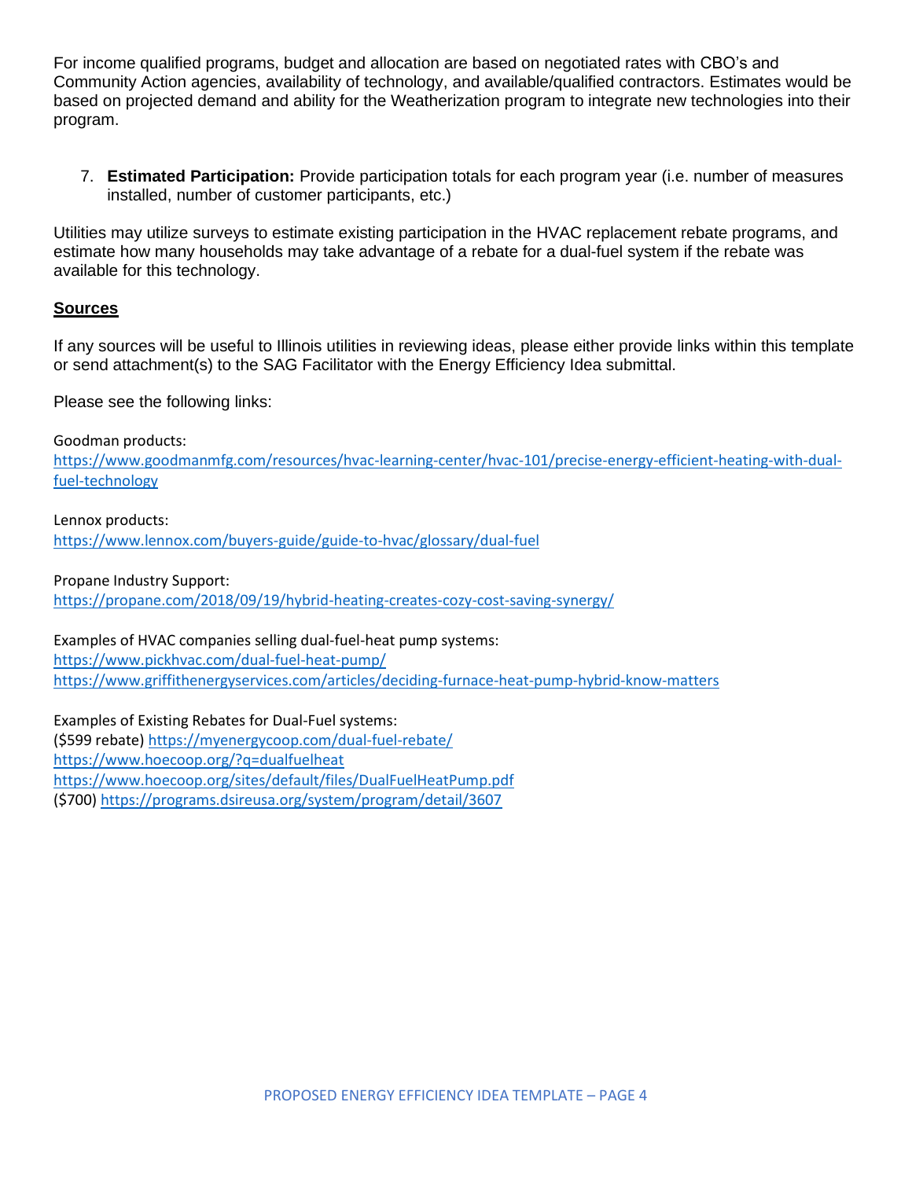For income qualified programs, budget and allocation are based on negotiated rates with CBO's and Community Action agencies, availability of technology, and available/qualified contractors. Estimates would be based on projected demand and ability for the Weatherization program to integrate new technologies into their program.

7. **Estimated Participation:** Provide participation totals for each program year (i.e. number of measures installed, number of customer participants, etc.)

Utilities may utilize surveys to estimate existing participation in the HVAC replacement rebate programs, and estimate how many households may take advantage of a rebate for a dual-fuel system if the rebate was available for this technology.

## Sources

If any sources will be useful to Illinois utilities in reviewing ideas, please either provide links within this template or send attachment(s) to the SAG Facilitator with the Energy Efficiency Idea submittal.

Please see the following links:

Goodman products:
https://www.goodmanmfg.com/resources/hvac-learning-center/hvac-101/precise-energy-efficient-heating-with-dual-fuel-technology

Lennox products:
https://www.lennox.com/buyers-guide/guide-to-hvac/glossary/dual-fuel

Propane Industry Support:
https://propane.com/2018/09/19/hybrid-heating-creates-cozy-cost-saving-synergy/

Examples of HVAC companies selling dual-fuel-heat pump systems:
https://www.pickhvac.com/dual-fuel-heat-pump/
https://www.griffithenergyservices.com/articles/deciding-furnace-heat-pump-hybrid-know-matters

Examples of Existing Rebates for Dual-Fuel systems:
($599 rebate) https://myenergycoop.com/dual-fuel-rebate/
https://www.hoecoop.org/?q=dualfuelheat
https://www.hoecoop.org/sites/default/files/DualFuelHeatPump.pdf
($700) https://programs.dsireusa.org/system/program/detail/3607